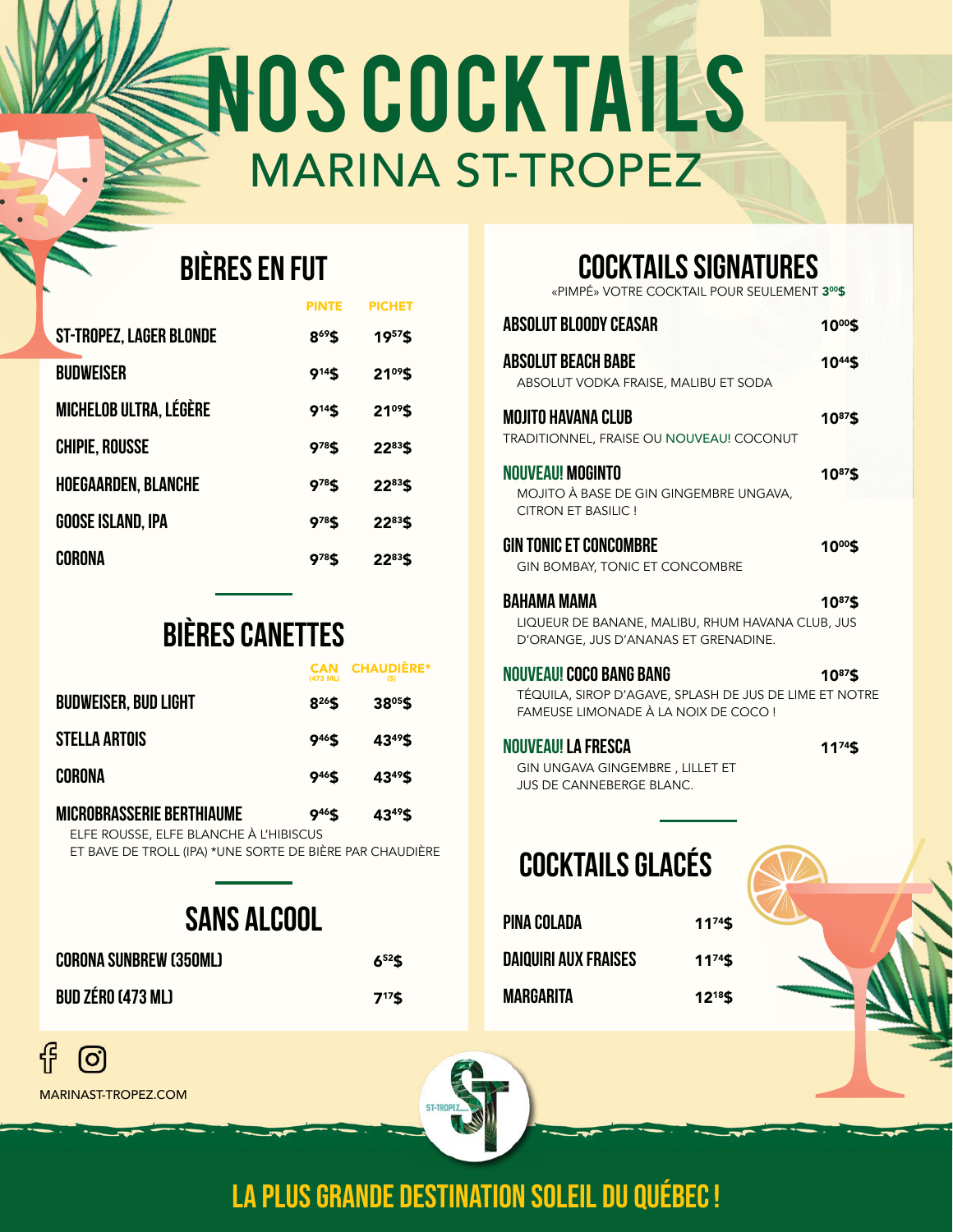# NOS COCKTAILS

## MARINA ST-TROPEZ

## BIÈRES EN FUT

| | PINTE | PICHET |
|---|---|---|
| ST-TROPEZ, LAGER BLONDE | 8,69$ | 19,57$ |
| BUDWEISER | 9,14$ | 21,09$ |
| MICHELOB ULTRA, LÉGÈRE | 9,14$ | 21,09$ |
| CHIPIE, ROUSSE | 9,78$ | 22,83$ |
| HOEGAARDEN, BLANCHE | 9,78$ | 22,83$ |
| GOOSE ISLAND, IPA | 9,78$ | 22,83$ |
| CORONA | 9,78$ | 22,83$ |

## BIÈRES CANETTES

| | CAN (473 ML) | CHAUDIÈRE* (5) |
|---|---|---|
| BUDWEISER, BUD LIGHT | 8,26$ | 38,05$ |
| STELLA ARTOIS | 9,46$ | 43,49$ |
| CORONA | 9,46$ | 43,49$ |
| MICROBRASSERIE BERTHIAUME | 9,46$ | 43,49$ |

ELFE ROUSSE, ELFE BLANCHE À L'HIBISCUS ET BAVE DE TROLL (IPA) *UNE SORTE DE BIÈRE PAR CHAUDIÈRE

## SANS ALCOOL

| | |
|---|---|
| CORONA SUNBREW (350ML) | 6,52$ |
| BUD ZÉRO (473 ML) | 7,17$ |

## COCKTAILS SIGNATURES

«PIMPÉ» VOTRE COCKTAIL POUR SEULEMENT 3,00$

**ABSOLUT BLOODY CEASAR** — 10,00$

**ABSOLUT BEACH BABE** — 10,44$
ABSOLUT VODKA FRAISE, MALIBU ET SODA

**MOJITO HAVANA CLUB** — 10,87$
TRADITIONNEL, FRAISE OU NOUVEAU! COCONUT

**NOUVEAU! MOGINTO** — 10,87$
MOJITO À BASE DE GIN GINGEMBRE UNGAVA, CITRON ET BASILIC !

**GIN TONIC ET CONCOMBRE** — 10,00$
GIN BOMBAY, TONIC ET CONCOMBRE

**BAHAMA MAMA** — 10,87$
LIQUEUR DE BANANE, MALIBU, RHUM HAVANA CLUB, JUS D'ORANGE, JUS D'ANANAS ET GRENADINE.

**NOUVEAU! COCO BANG BANG** — 10,87$
TÉQUILA, SIROP D'AGAVE, SPLASH DE JUS DE LIME ET NOTRE FAMEUSE LIMONADE À LA NOIX DE COCO !

**NOUVEAU! LA FRESCA** — 11,74$
GIN UNGAVA GINGEMBRE , LILLET ET JUS DE CANNEBERGE BLANC.

## COCKTAILS GLACÉS

| | |
|---|---|
| PINA COLADA | 11,74$ |
| DAIQUIRI AUX FRAISES | 11,74$ |
| MARGARITA | 12,18$ |

MARINAST-TROPEZ.COM

**LA PLUS GRANDE DESTINATION SOLEIL DU QUÉBEC !**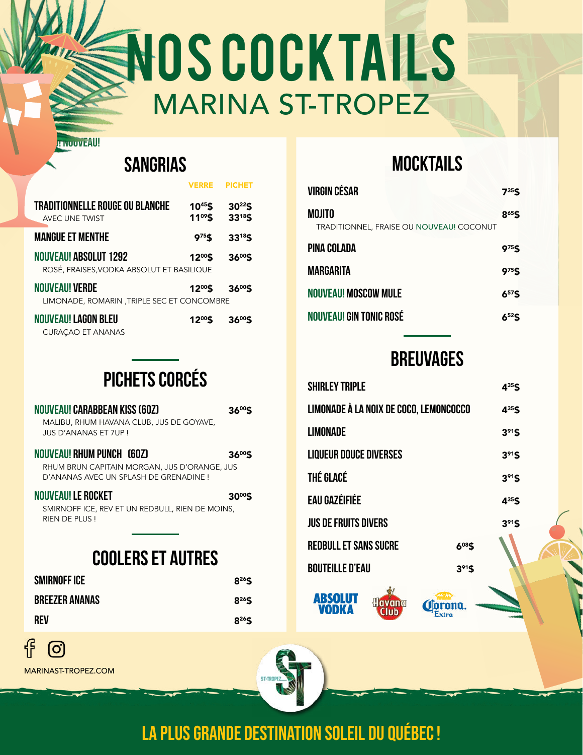# NOS COCKTAILS

## MARINA ST-TROPEZ

! NOUVEAU!

### SANGRIAS

| | VERRE | PICHET |
|---|---|---|
| **TRADITIONNELLE ROUGE OU BLANCHE** AVEC UNE TWIST | 10,45$ / 11,09$ | 30,22$ / 33,18$ |
| **MANGUE ET MENTHE** | 9,75$ | 33,18$ |
| **NOUVEAU! ABSOLUT 1292** ROSÉ, FRAISES,VODKA ABSOLUT ET BASILIQUE | 12,00$ | 36,00$ |
| **NOUVEAU! VERDE** LIMONADE, ROMARIN ,TRIPLE SEC ET CONCOMBRE | 12,00$ | 36,00$ |
| **NOUVEAU! LAGON BLEU** CURAÇAO ET ANANAS | 12,00$ | 36,00$ |

### PICHETS CORCÉS

**NOUVEAU! CARABBEAN KISS (60Z)** — 36,00$
MALIBU, RHUM HAVANA CLUB, JUS DE GOYAVE, JUS D'ANANAS ET 7UP !

**NOUVEAU! RHUM PUNCH (60Z)** — 36,00$
RHUM BRUN CAPITAIN MORGAN, JUS D'ORANGE, JUS D'ANANAS AVEC UN SPLASH DE GRENADINE !

**NOUVEAU! LE ROCKET** — 30,00$
SMIRNOFF ICE, REV ET UN REDBULL, RIEN DE MOINS, RIEN DE PLUS !

### COOLERS ET AUTRES

| | |
|---|---|
| SMIRNOFF ICE | 8,26$ |
| BREEZER ANANAS | 8,26$ |
| REV | 8,26$ |

### MOCKTAILS

| | |
|---|---|
| VIRGIN CÉSAR | 7,35$ |
| MOJITO — TRADITIONNEL, FRAISE OU NOUVEAU! COCONUT | 8,65$ |
| PINA COLADA | 9,75$ |
| MARGARITA | 9,75$ |
| NOUVEAU! MOSCOW MULE | 6,57$ |
| NOUVEAU! GIN TONIC ROSÉ | 6,52$ |

### BREUVAGES

| | |
|---|---|
| SHIRLEY TRIPLE | 4,35$ |
| LIMONADE À LA NOIX DE COCO, LEMONCOCCO | 4,35$ |
| LIMONADE | 3,91$ |
| LIQUEUR DOUCE DIVERSES | 3,91$ |
| THÉ GLACÉ | 3,91$ |
| EAU GAZÉIFIÉE | 4,35$ |
| JUS DE FRUITS DIVERS | 3,91$ |
| REDBULL ET SANS SUCRE | 6,08$ |
| BOUTEILLE D'EAU | 3,91$ |

ABSOLUT VODKA · Havana Club · Corona Extra

MARINAST-TROPEZ.COM

ST-TROPEZ

**LA PLUS GRANDE DESTINATION SOLEIL DU QUÉBEC !**